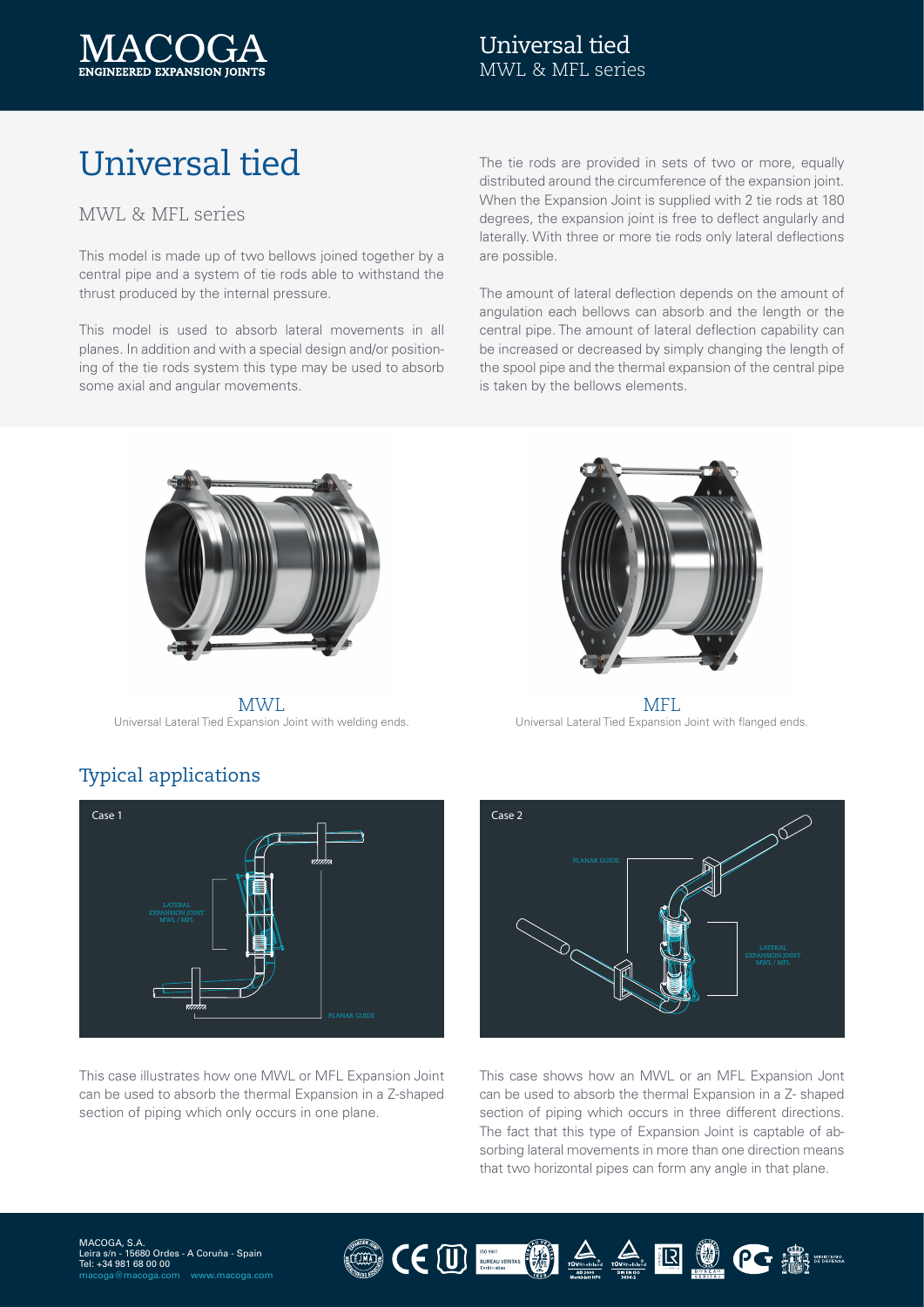# Universal tied

## MWL & MFL series

This model is made up of two bellows joined together by a central pipe and a system of tie rods able to withstand the thrust produced by the internal pressure.

This model is used to absorb lateral movements in all planes. In addition and with a special design and/or positioning of the tie rods system this type may be used to absorb some axial and angular movements.

The tie rods are provided in sets of two or more, equally distributed around the circumference of the expansion joint. When the Expansion Joint is supplied with 2 tie rods at 180 degrees, the expansion joint is free to deflect angularly and laterally. With three or more tie rods only lateral deflections are possible.

The amount of lateral deflection depends on the amount of angulation each bellows can absorb and the length or the central pipe. The amount of lateral deflection capability can be increased or decreased by simply changing the length of the spool pipe and the thermal expansion of the central pipe is taken by the bellows elements.

MWL
Universal Lateral Tied Expansion Joint with welding ends.

MFL
Universal Lateral Tied Expansion Joint with flanged ends.

## Typical applications

Case 1

LATERAL EXPANSION JOINT MWL / MFL

PLANAR GUIDE

This case illustrates how one MWL or MFL Expansion Joint can be used to absorb the thermal Expansion in a Z-shaped section of piping which only occurs in one plane.

Case 2

PLANAR GUIDE

LATERAL EXPANSION JOINT MWL / MFL

This case shows how an MWL or an MFL Expansion Jont can be used to absorb the thermal Expansion in a Z- shaped section of piping which occurs in three different directions. The fact that this type of Expansion Joint is captable of absorbing lateral movements in more than one direction means that two horizontal pipes can form any angle in that plane.

MACOGA, S.A.
Leira s/n - 15680 Ordes - A Coruña - Spain
Tel: +34 981 68 00 00
macoga@macoga.com www.macoga.com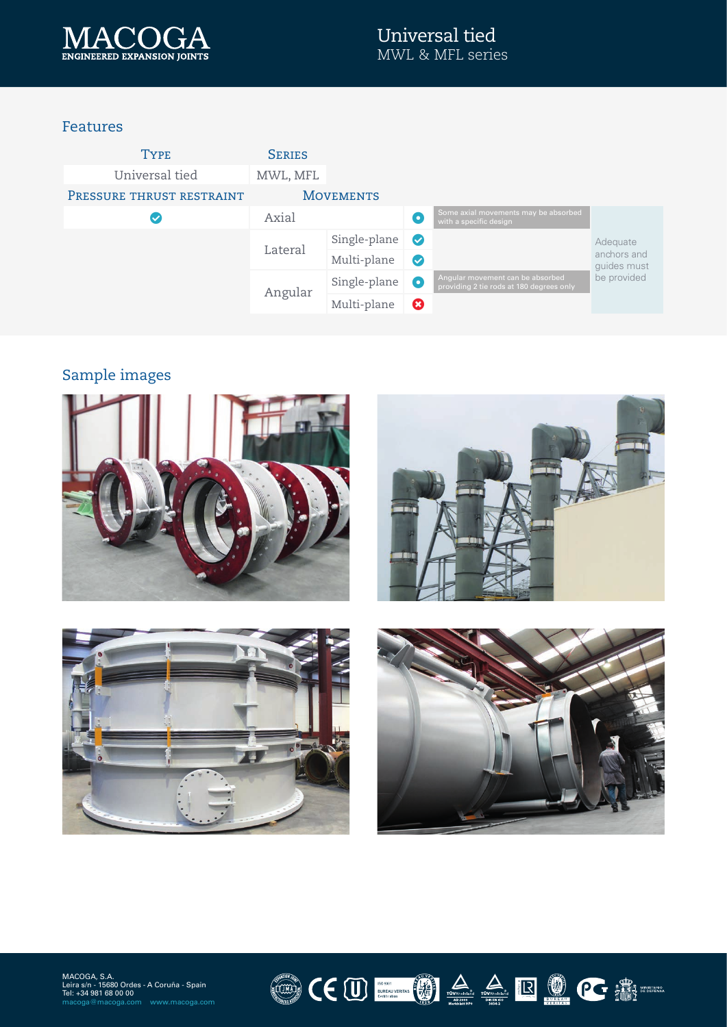# Universal tied
MWL & MFL series

## Features

| Type | Series |
|---|---|
| Universal tied | MWL, MFL |

| Pressure thrust restraint | Movements | | | | |
|---|---|---|---|---|---|
| ✔ | Axial | | ● | Some axial movements may be absorbed with a specific design | Adequate anchors and guides must be provided |
| | Lateral | Single-plane | ✔ | | |
| | | Multi-plane | ✔ | | |
| | Angular | Single-plane | ● | Angular movement can be absorbed providing 2 tie rods at 180 degrees only | |
| | | Multi-plane | ✖ | | |

## Sample images

MACOGA, S.A.
Leira s/n - 15680 Ordes - A Coruña - Spain
Tel: +34 981 68 00 00
macoga@macoga.com www.macoga.com